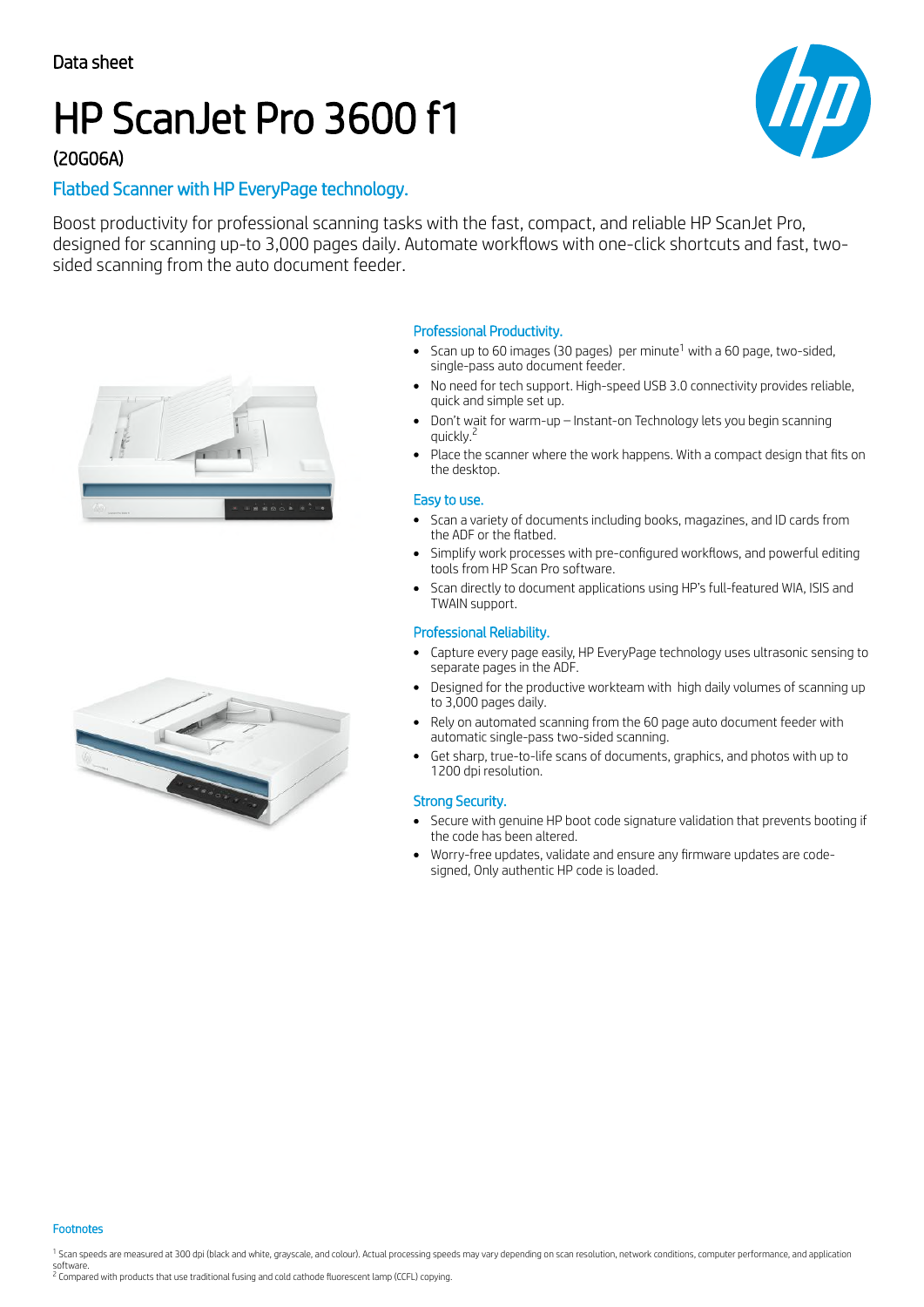Data sheet

# HP ScanJet Pro 3600 f1

(20G06A)

## Flatbed Scanner with HP EveryPage technology.

Boost productivity for professional scanning tasks with the fast, compact, and reliable HP ScanJet Pro, designed for scanning up-to 3,000 pages daily. Automate workflows with one-click shortcuts and fast, two-sided scanning from the auto document feeder.

### Professional Productivity.

- Scan up to 60 images (30 pages) per minute[1] with a 60 page, two-sided, single-pass auto document feeder.
- No need for tech support. High-speed USB 3.0 connectivity provides reliable, quick and simple set up.
- Don't wait for warm-up – Instant-on Technology lets you begin scanning quickly.[2]
- Place the scanner where the work happens. With a compact design that fits on the desktop.

### Easy to use.

- Scan a variety of documents including books, magazines, and ID cards from the ADF or the flatbed.
- Simplify work processes with pre-configured workflows, and powerful editing tools from HP Scan Pro software.
- Scan directly to document applications using HP's full-featured WIA, ISIS and TWAIN support.

### Professional Reliability.

- Capture every page easily, HP EveryPage technology uses ultrasonic sensing to separate pages in the ADF.
- Designed for the productive workteam with high daily volumes of scanning up to 3,000 pages daily.
- Rely on automated scanning from the 60 page auto document feeder with automatic single-pass two-sided scanning.
- Get sharp, true-to-life scans of documents, graphics, and photos with up to 1200 dpi resolution.

### Strong Security.

- Secure with genuine HP boot code signature validation that prevents booting if the code has been altered.
- Worry-free updates, validate and ensure any firmware updates are code-signed, Only authentic HP code is loaded.

#### Footnotes

[1] Scan speeds are measured at 300 dpi (black and white, grayscale, and colour). Actual processing speeds may vary depending on scan resolution, network conditions, computer performance, and application software.

[2] Compared with products that use traditional fusing and cold cathode fluorescent lamp (CCFL) copying.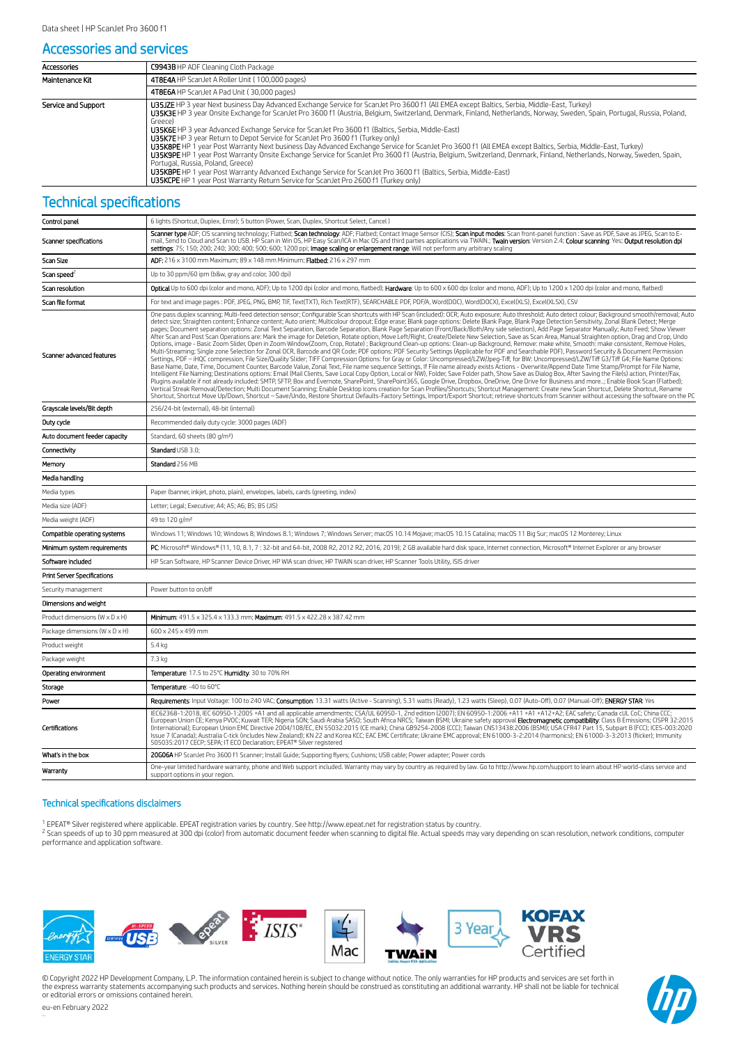## Accessories and services

| | |
|---|---|
| Accessories | **C9943B** HP ADF Cleaning Cloth Package |
| Maintenance Kit | **4T8E4A** HP ScanJet A Roller Unit ( 100,000 pages) |
| | **4T8E6A** HP ScanJet A Pad Unit ( 30,000 pages) |
| Service and Support | **U35JZE** HP 3 year Next business Day Advanced Exchange Service for ScanJet Pro 3600 f1 (All EMEA except Baltics, Serbia, Middle-East, Turkey) **U35K3E** HP 3 year Onsite Exchange for ScanJet Pro 3600 f1 (Austria, Belgium, Switzerland, Denmark, Finland, Netherlands, Norway, Sweden, Spain, Portugal, Russia, Poland, Greece) **U35K6E** HP 3 year Advanced Exchange Service for ScanJet Pro 3600 f1 (Baltics, Serbia, Middle-East) **U35K7E** HP 3 year Return to Depot Service for ScanJet Pro 3600 f1 (Turkey only) **U35K8PE** HP 1 year Post Warranty Next business Day Advanced Exchange Service for ScanJet Pro 3600 f1 (All EMEA except Baltics, Serbia, Middle-East, Turkey) **U35K9PE** HP 1 year Post Warranty Onsite Exchange Service for ScanJet Pro 3600 f1 (Austria, Belgium, Switzerland, Denmark, Finland, Netherlands, Norway, Sweden, Spain, Portugal, Russia, Poland, Greece) **U35KBPE** HP 1 year Post Warranty Advanced Exchange Service for ScanJet Pro 3600 f1 (Baltics, Serbia, Middle-East) **U35KCPE** HP 1 year Post Warranty Return Service for ScanJet Pro 2600 f1 (Turkey only) |

## Technical specifications

| | |
|---|---|
| Control panel | 6 lights (Shortcut, Duplex, Error); 5 button (Power, Scan, Duplex, Shortcut Select, Cancel ) |
| Scanner specifications | **Scanner type** ADF; CIS scanning technology; Flatbed; **Scan technology**: ADF; Flatbed; Contact Image Sensor (CIS); **Scan input modes**: Scan front-panel function : Save as PDF, Save as JPEG, Scan to E-mail, Send to Cloud and Scan to USB. HP Scan in Win OS, HP Easy Scan/ICA in Mac OS and third parties applications via TWAIN.; **Twain version**: Version 2.4; **Colour scanning**: Yes; **Output resolution dpi settings**: 75; 150; 200; 240; 300; 400; 500; 600; 1200 ppi; **Image scaling or enlargement range**: Will not perform any arbitrary scaling |
| Scan Size | **ADF**: 216 x 3100 mm Maximum; 89 x 148 mm Minimum; **Flatbed**: 216 x 297 mm |
| Scan speed[2] | Up to 30 ppm/60 ipm (b&w, gray and color, 300 dpi) |
| Scan resolution | **Optical** Up to 600 dpi (color and mono, ADF); Up to 1200 dpi (color and mono, flatbed); **Hardware**: Up to 600 x 600 dpi (color and mono, ADF); Up to 1200 x 1200 dpi (color and mono, flatbed) |
| Scan file format | For text and image pages : PDF, JPEG, PNG, BMP, TIF, Text(TXT), Rich Text(RTF), SEARCHABLE PDF, PDF/A, Word(DOC), Word(DOCX), Excel(XLS), Excel(XLSX), CSV |
| Scanner advanced features | One pass duplex scanning; Multi-feed detection sensor; Configurable Scan shortcuts with HP Scan (included): OCR; Auto exposure; Auto threshold; Auto detect colour; Background smooth/removal; Auto detect size; Straighten content; Enhance content; Auto orient; Multicolour dropout; Edge erase; Blank page options: Delete Blank Page, Blank Page Detection Sensitivity, Zonal Blank Detect; Merge pages; Document separation options: Zonal Text Separation, Barcode Separation, Blank Page Separation (Front/Back/Both/Any side selection), Add Page Separator Manually; Auto Feed; Show Viewer After Scan and Post Scan Operations are: Mark the image for Deletion, Rotate option, Move Left/Right, Create/Delete New Selection, Save as Scan Area, Manual Straighten option, Drag and Crop, Undo Options, image - Basic Zoom Slider, Open in Zoom Window(Zoom, Crop, Rotate) ; Background Clean-up options: Clean-up Background, Remove: make white, Smooth: make consistent, Remove Holes, Multi-Streaming; Single zone Selection for Zonal OCR, Barcode and QR Code; PDF options: PDF Security Settings (Applicable for PDF and Searchable PDF), Password Security & Document Permission Settings, PDF – iHQC compression, File Size/Quality Slider; TIFF Compression Options: for Gray or Color: Uncompressed/LZW/Jpeg-Tiff, for BW: Uncompressed/LZW/Tiff G3/Tiff G4; File Name Options: Base Name, Date, Time, Document Counter, Barcode Value, Zonal Text, File name sequence Settings, If File name already exists Actions - Overwrite/Append Date Time Stamp/Prompt for File Name, Intelligent File Naming; Destinations options: (Mail Clients, Save Local Copy Option, Local or NW), Folder, Save Folder path, Show Save as Dialog Box, After Saving the File(s) action, Printer/Fax, Plugins available if not already included: SMTP, SFTP, Box and Evernote, SharePoint, SharePoint365, Google Drive, Dropbox, OneDrive, One Drive for Business and more..; Enable Book Scan (Flatbed); Vertical Streak Removal/Detection; Multi Document Scanning; Enable Desktop Icons creation for Scan Profiles/Shortcuts; Shortcut Management: Create new Scan Shortcut, Delete Shortcut, Rename Shortcut, Shortcut Move Up/Down, Shortcut – Save/Undo, Restore Shortcut Defaults-Factory Settings, Import/Export Shortcut; retrieve shortcuts from Scanner without accessing the software on the PC |
| Grayscale levels/Bit depth | 256/24-bit (external), 48-bit (internal) |
| Duty cycle | Recommended daily duty cycle: 3000 pages (ADF) |
| Auto document feeder capacity | Standard, 60 sheets (80 g/m²) |
| Connectivity | **Standard** USB 3.0; |
| Memory | **Standard** 256 MB |
| Media handling | |
| Media types | Paper (banner, inkjet, photo, plain), envelopes, labels, cards (greeting, index) |
| Media size (ADF) | Letter; Legal; Executive; A4; A5; A6; B5; B5 (JIS) |
| Media weight (ADF) | 49 to 120 g/m² |
| Compatible operating systems | Windows 11; Windows 10; Windows 8; Windows 8.1; Windows 7; Windows Server; macOS 10.14 Mojave; macOS 10.15 Catalina; macOS 11 Big Sur; macOS 12 Monterey; Linux |
| Minimum system requirements | **PC**: Microsoft® Windows® (11, 10, 8.1, 7 : 32-bit and 64-bit, 2008 R2, 2012 R2, 2016, 2019); 2 GB available hard disk space, Internet connection, Microsoft® Internet Explorer or any browser |
| Software included | HP Scan Software, HP Scanner Device Driver, HP WIA scan driver, HP TWAIN scan driver, HP Scanner Tools Utility, ISIS driver |
| Print Server Specifications | |
| Security management | Power button to on/off |
| Dimensions and weight | |
| Product dimensions (W x D x H) | **Minimum**: 491.5 x 325.4 x 133.3 mm; **Maximum**: 491.5 x 422.28 x 387.42 mm |
| Package dimensions (W x D x H) | 600 x 245 x 499 mm |
| Product weight | 5.4 kg |
| Package weight | 7.3 kg |
| Operating environment | **Temperature**: 17.5 to 25°C **Humidity**: 30 to 70% RH |
| Storage | **Temperature**: -40 to 60°C |
| Power | **Requirements**: Input Voltage: 100 to 240 VAC; **Consumption**: 13.31 watts (Active - Scanning), 5.31 watts (Ready), 1.23 watts (Sleep), 0.07 (Auto-Off), 0.07 (Manual-Off); **ENERGY STAR**: Yes |
| Certifications | IEC62368-1:2018, IEC 60950-1:2005 +A1 and all applicable amendments; CSA/UL 60950-1, 2nd edition (2007); EN 60950-1:2006 +A11 +A1 +A12+A2; EAC safety; Canada cUL CoC; China CCC; European Union CE; Kenya PVOC; Kuwait TER; Nigeria SON; Saudi Arabia SASO; South Africa NRCS; Taiwan BSMI; Ukraine safety approval **Electromagnetic compatibility**: Class B Emissions; CISPR 32:2015 (International); European Union EMC Directive 2004/108/EC, EN 55032:2015 (CE mark); China GB9254-2008 (CCC); Taiwan CNS13438:2006 (BSMI); USA CFR47 Part 15, Subpart B (FCC); ICES-003:2020 Issue 7 (Canada); Australia C-tick (includes New Zealand); KN 22 and Korea KCC; EAC EMC Certificate; Ukraine EMC approval; EN 61000-3-2:2014 (harmonics); EN 61000-3-3:2013 (flicker); Immunity 505035:2017 CECP; SEPA; IT ECO Declaration; EPEAT® Silver registered |
| What's in the box | **20G06A** HP ScanJet Pro 3600 f1 Scanner; Install Guide; Supporting flyers; Cushions; USB cable; Power adapter; Power cords |
| Warranty | One-year limited hardware warranty, phone and Web support included. Warranty may vary by country as required by law. Go to http://www.hp.com/support to learn about HP world-class service and support options in your region. |

### Technical specifications disclaimers

[1] EPEAT® Silver registered where applicable. EPEAT registration varies by country. See http://www.epeat.net for registration status by country.
[2] Scan speeds of up to 30 ppm measured at 300 dpi (color) from automatic document feeder when scanning to digital file. Actual speeds may vary depending on scan resolution, network conditions, computer performance and application software.

© Copyright 2022 HP Development Company, L.P. The information contained herein is subject to change without notice. The only warranties for HP products and services are set forth in the express warranty statements accompanying such products and services. Nothing herein should be construed as constituting an additional warranty. HP shall not be liable for technical or editorial errors or omissions contained herein.

eu-en February 2022